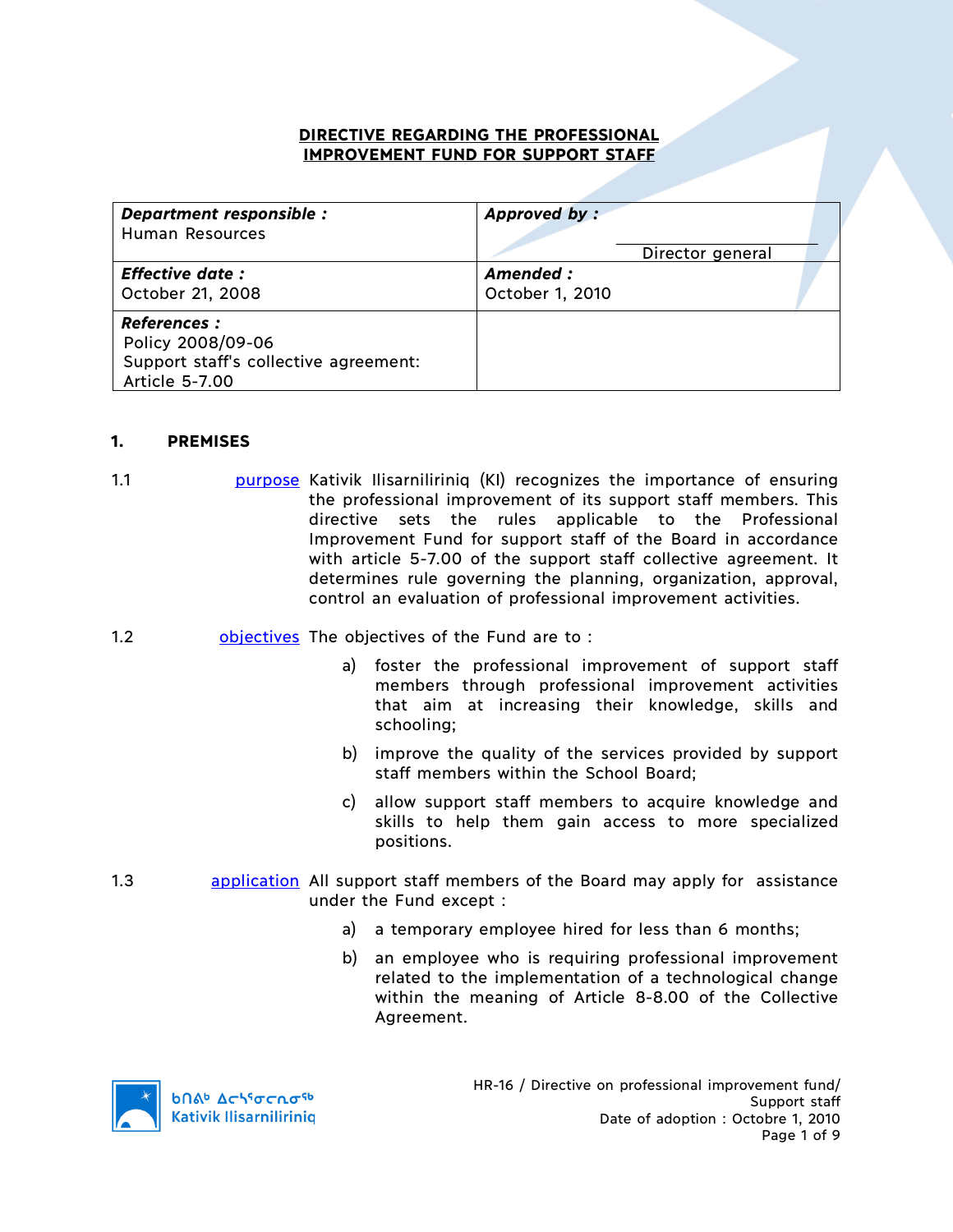# DIRECTIVE REGARDING THE PROFESSIONAL IMPROVEMENT FUND FOR SUPPORT STAFF

| ***Department responsible :*** Human Resources | ***Approved by :*** Director general |
|---|---|
| ***Effective date :*** October 21, 2008 | ***Amended :*** October 1, 2010 |
| ***References :*** Policy 2008/09-06 Support staff's collective agreement: Article 5-7.00 | |

## 1. PREMISES

1.1 purpose Kativik Ilisarniliriniq (KI) recognizes the importance of ensuring the professional improvement of its support staff members. This directive sets the rules applicable to the Professional Improvement Fund for support staff of the Board in accordance with article 5-7.00 of the support staff collective agreement. It determines rule governing the planning, organization, approval, control an evaluation of professional improvement activities.

1.2 objectives The objectives of the Fund are to :

a) foster the professional improvement of support staff members through professional improvement activities that aim at increasing their knowledge, skills and schooling;

b) improve the quality of the services provided by support staff members within the School Board;

c) allow support staff members to acquire knowledge and skills to help them gain access to more specialized positions.

1.3 application All support staff members of the Board may apply for assistance under the Fund except :

a) a temporary employee hired for less than 6 months;

b) an employee who is requiring professional improvement related to the implementation of a technological change within the meaning of Article 8-8.00 of the Collective Agreement.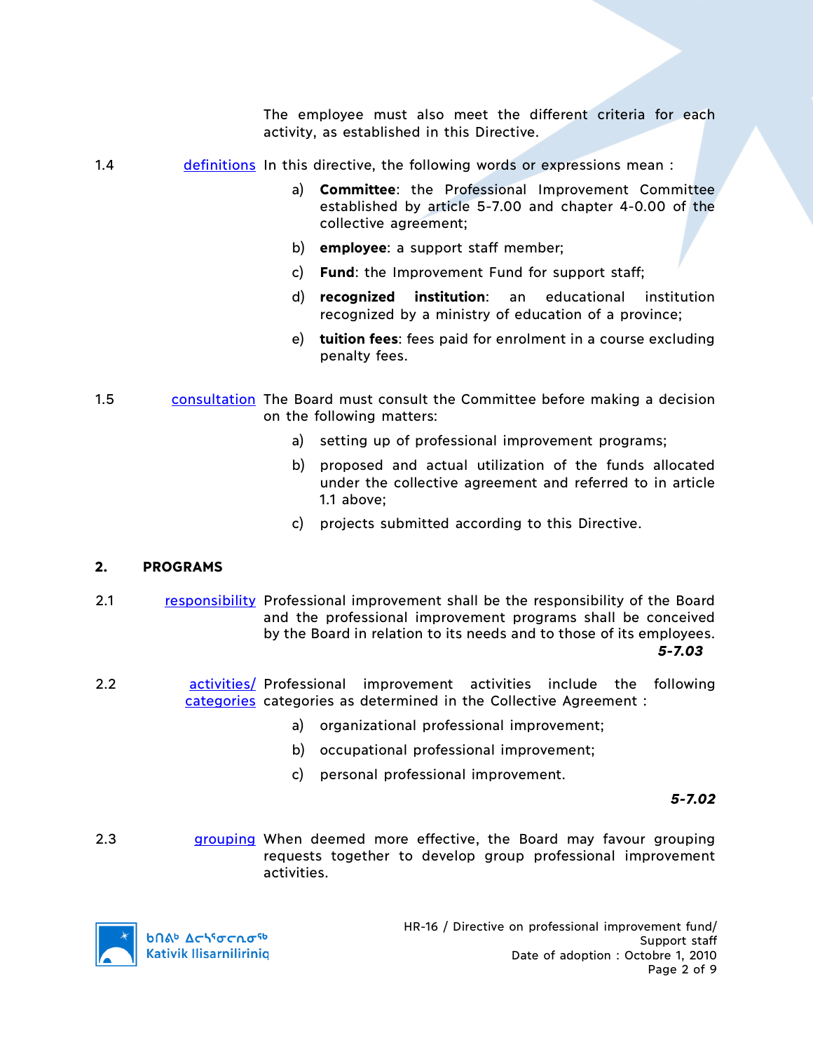The employee must also meet the different criteria for each activity, as established in this Directive.

1.4 definitions In this directive, the following words or expressions mean :

a) **Committee**: the Professional Improvement Committee established by article 5-7.00 and chapter 4-0.00 of the collective agreement;

b) **employee**: a support staff member;

c) **Fund**: the Improvement Fund for support staff;

d) **recognized institution**: an educational institution recognized by a ministry of education of a province;

e) **tuition fees**: fees paid for enrolment in a course excluding penalty fees.

1.5 consultation The Board must consult the Committee before making a decision on the following matters:

a) setting up of professional improvement programs;

b) proposed and actual utilization of the funds allocated under the collective agreement and referred to in article 1.1 above;

c) projects submitted according to this Directive.

## 2. PROGRAMS

2.1 responsibility Professional improvement shall be the responsibility of the Board and the professional improvement programs shall be conceived by the Board in relation to its needs and to those of its employees.

***5-7.03***

2.2 activities/categories Professional improvement activities include the following categories as determined in the Collective Agreement :

a) organizational professional improvement;

b) occupational professional improvement;

c) personal professional improvement.

***5-7.02***

2.3 grouping When deemed more effective, the Board may favour grouping requests together to develop group professional improvement activities.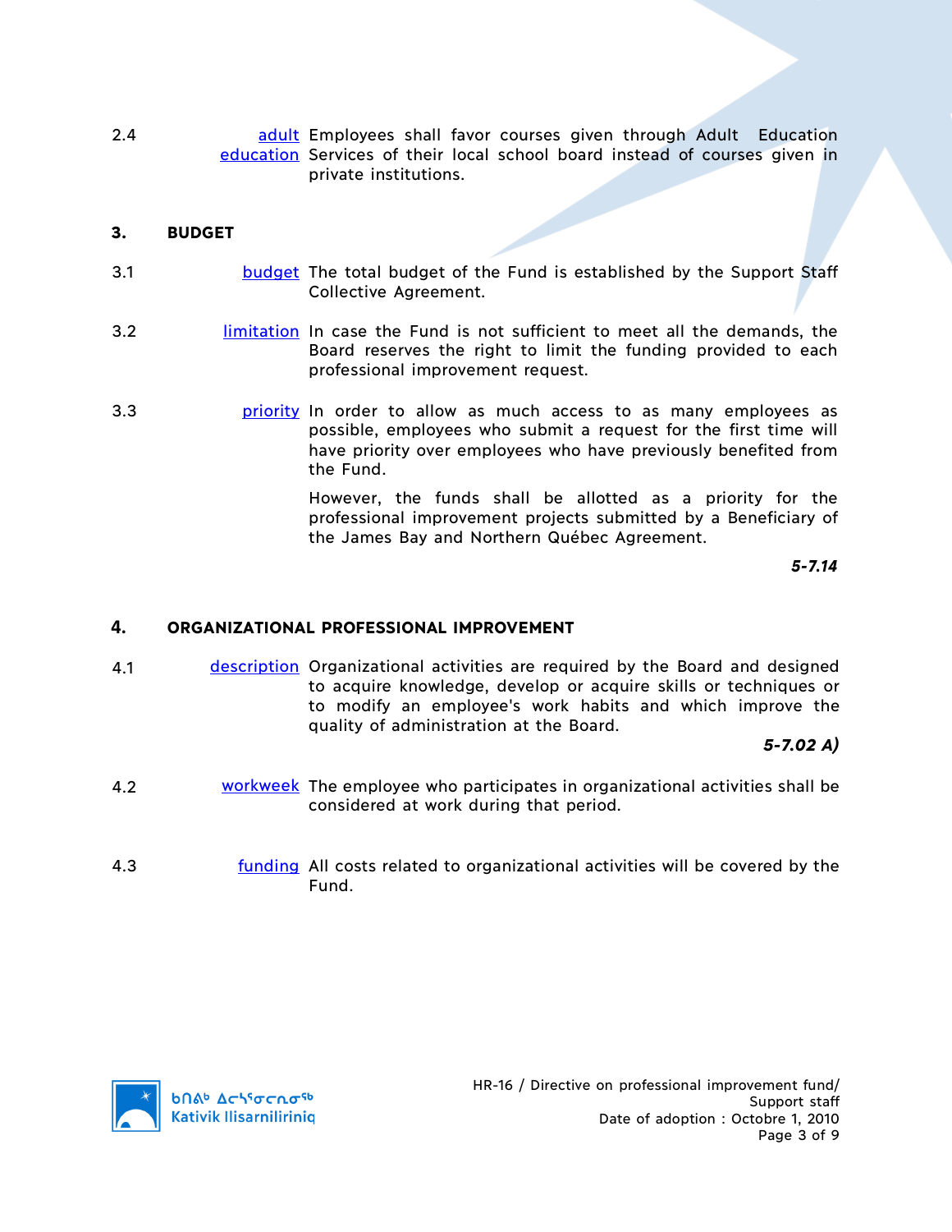2.4 **adult education** Employees shall favor courses given through Adult Education Services of their local school board instead of courses given in private institutions.

## 3. BUDGET

3.1 **budget** The total budget of the Fund is established by the Support Staff Collective Agreement.

3.2 **limitation** In case the Fund is not sufficient to meet all the demands, the Board reserves the right to limit the funding provided to each professional improvement request.

3.3 **priority** In order to allow as much access to as many employees as possible, employees who submit a request for the first time will have priority over employees who have previously benefited from the Fund.

However, the funds shall be allotted as a priority for the professional improvement projects submitted by a Beneficiary of the James Bay and Northern Québec Agreement.

***5-7.14***

## 4. ORGANIZATIONAL PROFESSIONAL IMPROVEMENT

4.1 **description** Organizational activities are required by the Board and designed to acquire knowledge, develop or acquire skills or techniques or to modify an employee's work habits and which improve the quality of administration at the Board.

***5-7.02 A)***

4.2 **workweek** The employee who participates in organizational activities shall be considered at work during that period.

4.3 **funding** All costs related to organizational activities will be covered by the Fund.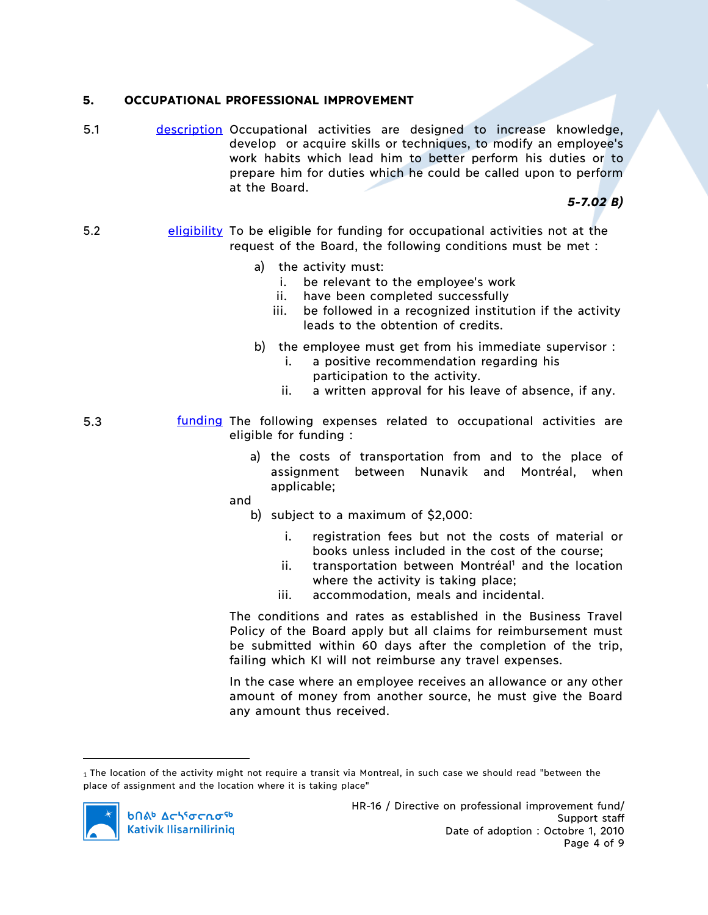## 5. OCCUPATIONAL PROFESSIONAL IMPROVEMENT

5.1 [description](#) Occupational activities are designed to increase knowledge, develop or acquire skills or techniques, to modify an employee's work habits which lead him to better perform his duties or to prepare him for duties which he could be called upon to perform at the Board.

***5-7.02 B)***

5.2 [eligibility](#) To be eligible for funding for occupational activities not at the request of the Board, the following conditions must be met :

a) the activity must:
   - i. be relevant to the employee's work
   - ii. have been completed successfully
   - iii. be followed in a recognized institution if the activity leads to the obtention of credits.

b) the employee must get from his immediate supervisor :
   - i. a positive recommendation regarding his participation to the activity.
   - ii. a written approval for his leave of absence, if any.

5.3 [funding](#) The following expenses related to occupational activities are eligible for funding :

a) the costs of transportation from and to the place of assignment between Nunavik and Montréal, when applicable;

and

b) subject to a maximum of $2,000:
   - i. registration fees but not the costs of material or books unless included in the cost of the course;
   - ii. transportation between Montréal[1] and the location where the activity is taking place;
   - iii. accommodation, meals and incidental.

The conditions and rates as established in the Business Travel Policy of the Board apply but all claims for reimbursement must be submitted within 60 days after the completion of the trip, failing which KI will not reimburse any travel expenses.

In the case where an employee receives an allowance or any other amount of money from another source, he must give the Board any amount thus received.

---

[1] The location of the activity might not require a transit via Montreal, in such case we should read "between the place of assignment and the location where it is taking place"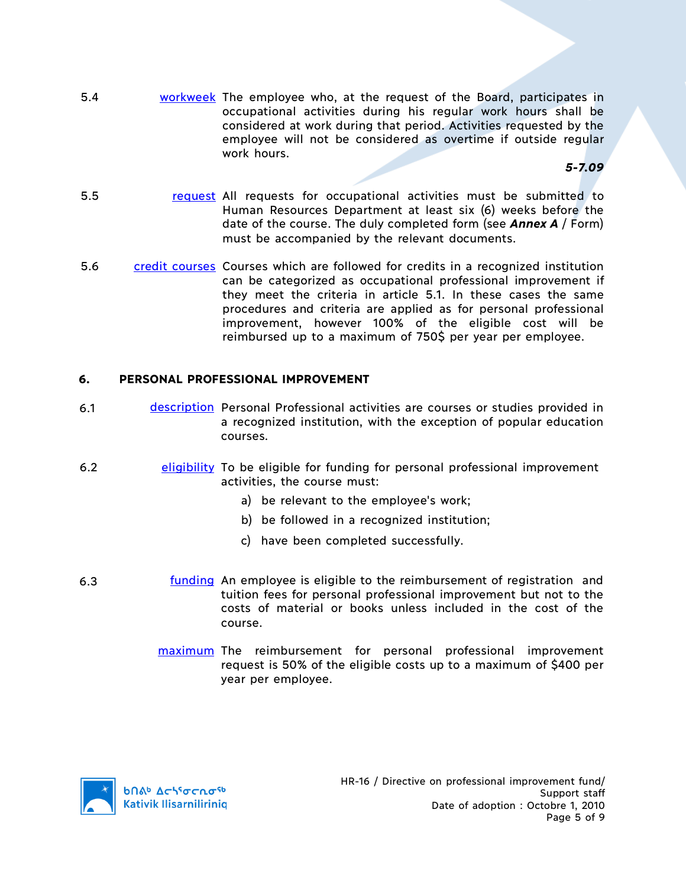5.4 workweek The employee who, at the request of the Board, participates in occupational activities during his regular work hours shall be considered at work during that period. Activities requested by the employee will not be considered as overtime if outside regular work hours.

***5-7.09***

5.5 request All requests for occupational activities must be submitted to Human Resources Department at least six (6) weeks before the date of the course. The duly completed form (see ***Annex A*** / Form) must be accompanied by the relevant documents.

5.6 credit courses Courses which are followed for credits in a recognized institution can be categorized as occupational professional improvement if they meet the criteria in article 5.1. In these cases the same procedures and criteria are applied as for personal professional improvement, however 100% of the eligible cost will be reimbursed up to a maximum of 750$ per year per employee.

## 6. PERSONAL PROFESSIONAL IMPROVEMENT

6.1 description Personal Professional activities are courses or studies provided in a recognized institution, with the exception of popular education courses.

6.2 eligibility To be eligible for funding for personal professional improvement activities, the course must:

a) be relevant to the employee's work;

b) be followed in a recognized institution;

c) have been completed successfully.

6.3 funding An employee is eligible to the reimbursement of registration and tuition fees for personal professional improvement but not to the costs of material or books unless included in the cost of the course.

maximum The reimbursement for personal professional improvement request is 50% of the eligible costs up to a maximum of $400 per year per employee.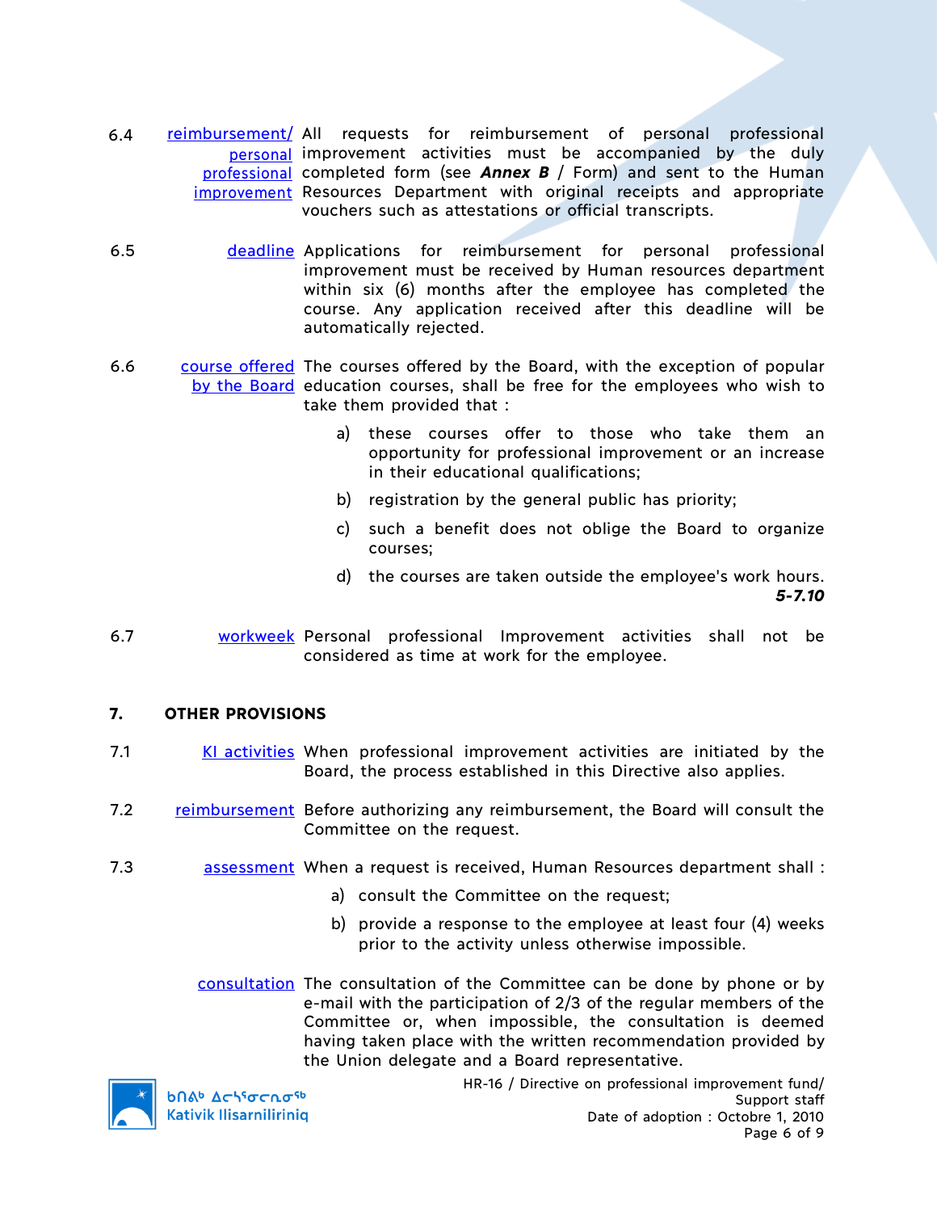6.4 reimbursement/ personal professional improvement — All requests for reimbursement of personal professional improvement activities must be accompanied by the duly completed form (see ***Annex B*** / Form) and sent to the Human Resources Department with original receipts and appropriate vouchers such as attestations or official transcripts.

6.5 deadline — Applications for reimbursement for personal professional improvement must be received by Human resources department within six (6) months after the employee has completed the course. Any application received after this deadline will be automatically rejected.

6.6 course offered by the Board — The courses offered by the Board, with the exception of popular education courses, shall be free for the employees who wish to take them provided that :

a) these courses offer to those who take them an opportunity for professional improvement or an increase in their educational qualifications;

b) registration by the general public has priority;

c) such a benefit does not oblige the Board to organize courses;

d) the courses are taken outside the employee's work hours.

***5-7.10***

6.7 workweek — Personal professional Improvement activities shall not be considered as time at work for the employee.

## 7. OTHER PROVISIONS

7.1 KI activities — When professional improvement activities are initiated by the Board, the process established in this Directive also applies.

7.2 reimbursement — Before authorizing any reimbursement, the Board will consult the Committee on the request.

7.3 assessment — When a request is received, Human Resources department shall :

a) consult the Committee on the request;

b) provide a response to the employee at least four (4) weeks prior to the activity unless otherwise impossible.

consultation — The consultation of the Committee can be done by phone or by e-mail with the participation of 2/3 of the regular members of the Committee or, when impossible, the consultation is deemed having taken place with the written recommendation provided by the Union delegate and a Board representative.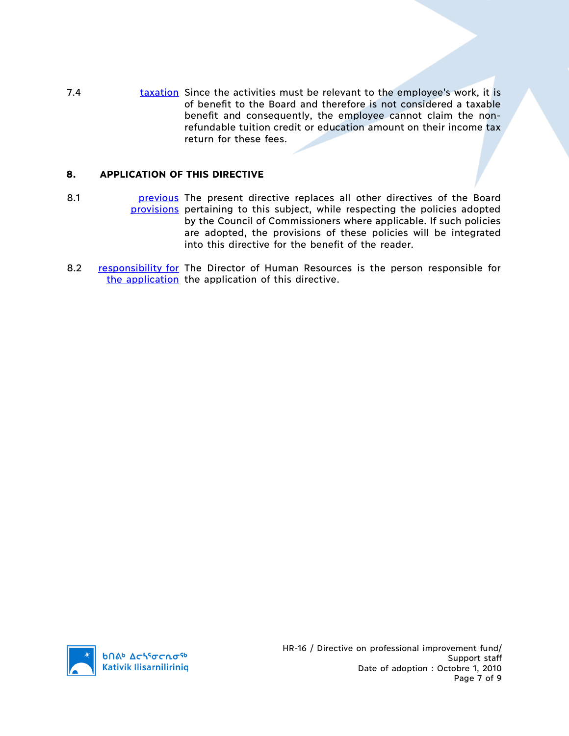7.4 taxation Since the activities must be relevant to the employee's work, it is of benefit to the Board and therefore is not considered a taxable benefit and consequently, the employee cannot claim the non-refundable tuition credit or education amount on their income tax return for these fees.

## 8. APPLICATION OF THIS DIRECTIVE

8.1 previous provisions The present directive replaces all other directives of the Board pertaining to this subject, while respecting the policies adopted by the Council of Commissioners where applicable. If such policies are adopted, the provisions of these policies will be integrated into this directive for the benefit of the reader.

8.2 responsibility for the application The Director of Human Resources is the person responsible for the application of this directive.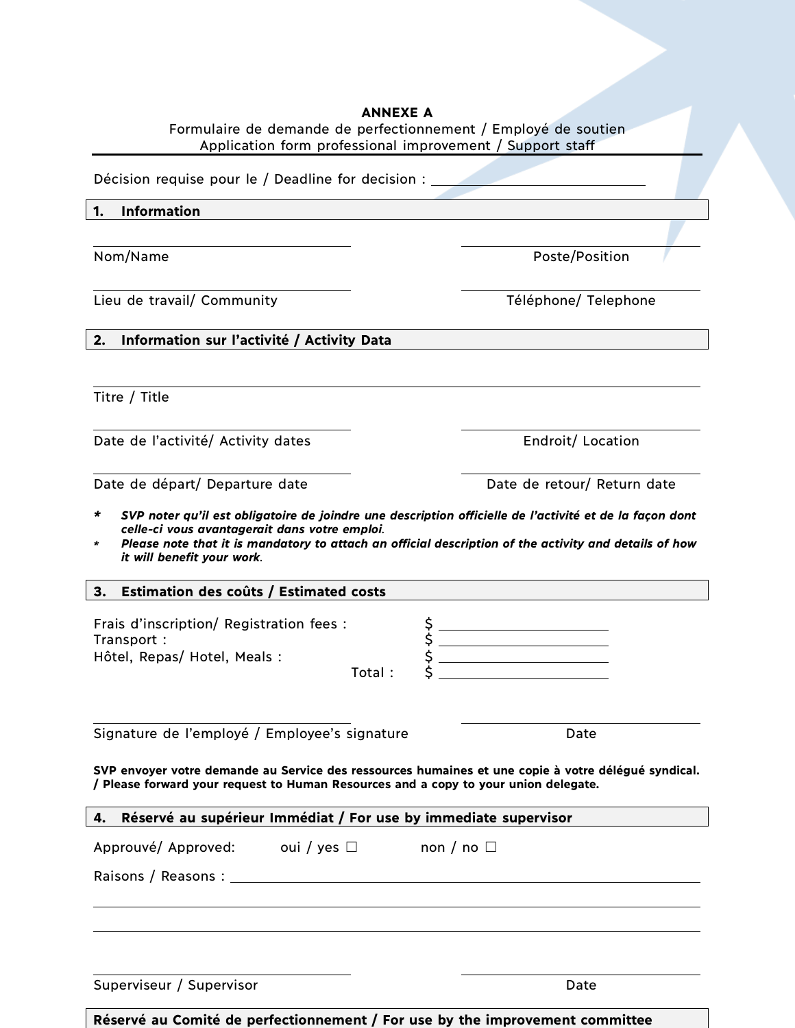**ANNEXE A**

Formulaire de demande de perfectionnement / Employé de soutien
Application form professional improvement / Support staff

Décision requise pour le / Deadline for decision : ____________________

## 1. Information

| | |
|---|---|
| Nom/Name | Poste/Position |
| Lieu de travail/ Community | Téléphone/ Telephone |

## 2. Information sur l'activité / Activity Data

Titre / Title

| | |
|---|---|
| Date de l'activité/ Activity dates | Endroit/ Location |
| Date de départ/ Departure date | Date de retour/ Return date |

- * ***SVP noter qu'il est obligatoire de joindre une description officielle de l'activité et de la façon dont celle-ci vous avantagerait dans votre emploi.***
- * ***Please note that it is mandatory to attach an official description of the activity and details of how it will benefit your work.***

## 3. Estimation des coûts / Estimated costs

| | |
|---|---|
| Frais d'inscription/ Registration fees : | $ ____________ |
| Transport : | $ ____________ |
| Hôtel, Repas/ Hotel, Meals : | $ ____________ |
| Total : | $ ____________ |

| | |
|---|---|
| Signature de l'employé / Employee's signature | Date |

**SVP envoyer votre demande au Service des ressources humaines et une copie à votre délégué syndical. / Please forward your request to Human Resources and a copy to your union delegate.**

## 4. Réservé au supérieur Immédiat / For use by immediate supervisor

Approuvé/ Approved: oui / yes ☐ non / no ☐

Raisons / Reasons : ____________________

| | |
|---|---|
| Superviseur / Supervisor | Date |

## Réservé au Comité de perfectionnement / For use by the improvement committee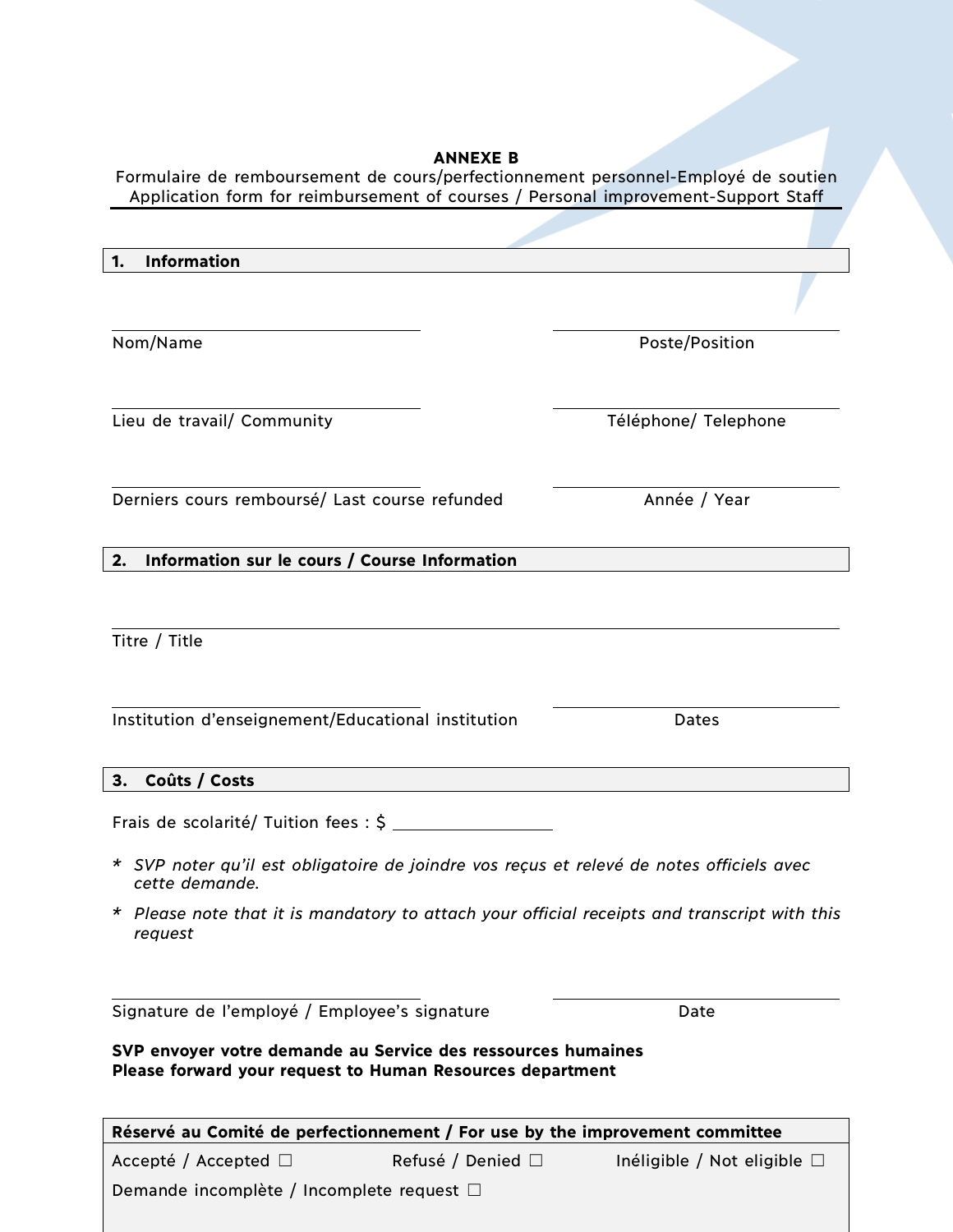**ANNEXE B**

Formulaire de remboursement de cours/perfectionnement personnel-Employé de soutien
Application form for reimbursement of courses / Personal improvement-Support Staff

## 1. Information

\_\_\_\_\_\_\_\_\_\_\_\_\_\_\_\_\_\_\_\_\_\_\_\_\_\_\_\_\_\_
Nom/Name

\_\_\_\_\_\_\_\_\_\_\_\_\_\_\_\_\_\_\_\_\_\_\_\_\_\_\_\_\_\_
Poste/Position

\_\_\_\_\_\_\_\_\_\_\_\_\_\_\_\_\_\_\_\_\_\_\_\_\_\_\_\_\_\_
Lieu de travail/ Community

\_\_\_\_\_\_\_\_\_\_\_\_\_\_\_\_\_\_\_\_\_\_\_\_\_\_\_\_\_\_
Téléphone/ Telephone

\_\_\_\_\_\_\_\_\_\_\_\_\_\_\_\_\_\_\_\_\_\_\_\_\_\_\_\_\_\_
Derniers cours remboursé/ Last course refunded

\_\_\_\_\_\_\_\_\_\_\_\_\_\_\_\_\_\_\_\_\_\_\_\_\_\_\_\_\_\_
Année / Year

## 2. Information sur le cours / Course Information

\_\_\_\_\_\_\_\_\_\_\_\_\_\_\_\_\_\_\_\_\_\_\_\_\_\_\_\_\_\_\_\_\_\_\_\_\_\_\_\_\_\_\_\_\_\_\_\_\_\_\_\_\_\_\_\_\_\_\_\_
Titre / Title

\_\_\_\_\_\_\_\_\_\_\_\_\_\_\_\_\_\_\_\_\_\_\_\_\_\_\_\_\_\_
Institution d'enseignement/Educational institution

\_\_\_\_\_\_\_\_\_\_\_\_\_\_\_\_\_\_\_\_\_\_\_\_\_\_\_\_\_\_
Dates

## 3. Coûts / Costs

Frais de scolarité/ Tuition fees : $ \_\_\_\_\_\_\_\_\_\_\_\_\_\_\_\_\_\_

\* *SVP noter qu'il est obligatoire de joindre vos reçus et relevé de notes officiels avec cette demande.*

\* *Please note that it is mandatory to attach your official receipts and transcript with this request*

\_\_\_\_\_\_\_\_\_\_\_\_\_\_\_\_\_\_\_\_\_\_\_\_\_\_\_\_\_\_
Signature de l'employé / Employee's signature

\_\_\_\_\_\_\_\_\_\_\_\_\_\_\_\_\_\_\_\_\_\_\_\_\_\_\_\_\_\_
Date

**SVP envoyer votre demande au Service des ressources humaines**
**Please forward your request to Human Resources department**

**Réservé au Comité de perfectionnement / For use by the improvement committee**

Accepté / Accepted ☐ Refusé / Denied ☐ Inéligible / Not eligible ☐

Demande incomplète / Incomplete request ☐